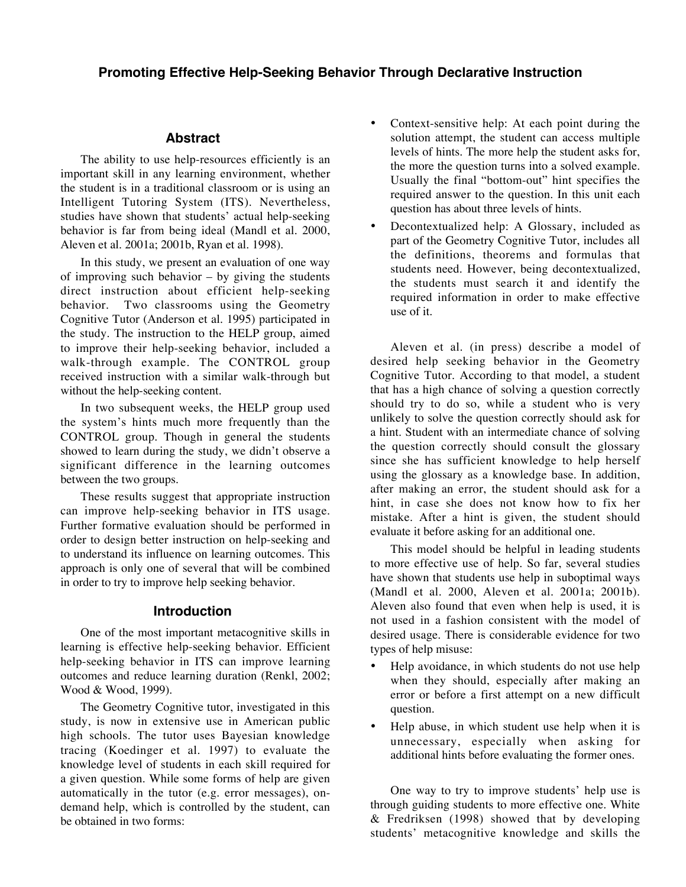# Promoting Effective Help-Seeking Behavior Through Declarative Instruction

## Abstract

The ability to use help-resources efficiently is an important skill in any learning environment, whether the student is in a traditional classroom or is using an Intelligent Tutoring System (ITS). Nevertheless, studies have shown that students' actual help-seeking behavior is far from being ideal (Mandl et al. 2000, Aleven et al. 2001a; 2001b, Ryan et al. 1998).

In this study, we present an evaluation of one way of improving such behavior – by giving the students direct instruction about efficient help-seeking behavior. Two classrooms using the Geometry Cognitive Tutor (Anderson et al. 1995) participated in the study. The instruction to the HELP group, aimed to improve their help-seeking behavior, included a walk-through example. The CONTROL group received instruction with a similar walk-through but without the help-seeking content.

In two subsequent weeks, the HELP group used the system's hints much more frequently than the CONTROL group. Though in general the students showed to learn during the study, we didn't observe a significant difference in the learning outcomes between the two groups.

These results suggest that appropriate instruction can improve help-seeking behavior in ITS usage. Further formative evaluation should be performed in order to design better instruction on help-seeking and to understand its influence on learning outcomes. This approach is only one of several that will be combined in order to try to improve help seeking behavior.

## Introduction

One of the most important metacognitive skills in learning is effective help-seeking behavior. Efficient help-seeking behavior in ITS can improve learning outcomes and reduce learning duration (Renkl, 2002; Wood & Wood, 1999).

The Geometry Cognitive tutor, investigated in this study, is now in extensive use in American public high schools. The tutor uses Bayesian knowledge tracing (Koedinger et al. 1997) to evaluate the knowledge level of students in each skill required for a given question. While some forms of help are given automatically in the tutor (e.g. error messages), on-demand help, which is controlled by the student, can be obtained in two forms:

- Context-sensitive help: At each point during the solution attempt, the student can access multiple levels of hints. The more help the student asks for, the more the question turns into a solved example. Usually the final "bottom-out" hint specifies the required answer to the question. In this unit each question has about three levels of hints.
- Decontextualized help: A Glossary, included as part of the Geometry Cognitive Tutor, includes all the definitions, theorems and formulas that students need. However, being decontextualized, the students must search it and identify the required information in order to make effective use of it.

Aleven et al. (in press) describe a model of desired help seeking behavior in the Geometry Cognitive Tutor. According to that model, a student that has a high chance of solving a question correctly should try to do so, while a student who is very unlikely to solve the question correctly should ask for a hint. Student with an intermediate chance of solving the question correctly should consult the glossary since she has sufficient knowledge to help herself using the glossary as a knowledge base. In addition, after making an error, the student should ask for a hint, in case she does not know how to fix her mistake. After a hint is given, the student should evaluate it before asking for an additional one.

This model should be helpful in leading students to more effective use of help. So far, several studies have shown that students use help in suboptimal ways (Mandl et al. 2000, Aleven et al. 2001a; 2001b). Aleven also found that even when help is used, it is not used in a fashion consistent with the model of desired usage. There is considerable evidence for two types of help misuse:

- Help avoidance, in which students do not use help when they should, especially after making an error or before a first attempt on a new difficult question.
- Help abuse, in which student use help when it is unnecessary, especially when asking for additional hints before evaluating the former ones.

One way to try to improve students' help use is through guiding students to more effective one. White & Fredriksen (1998) showed that by developing students' metacognitive knowledge and skills the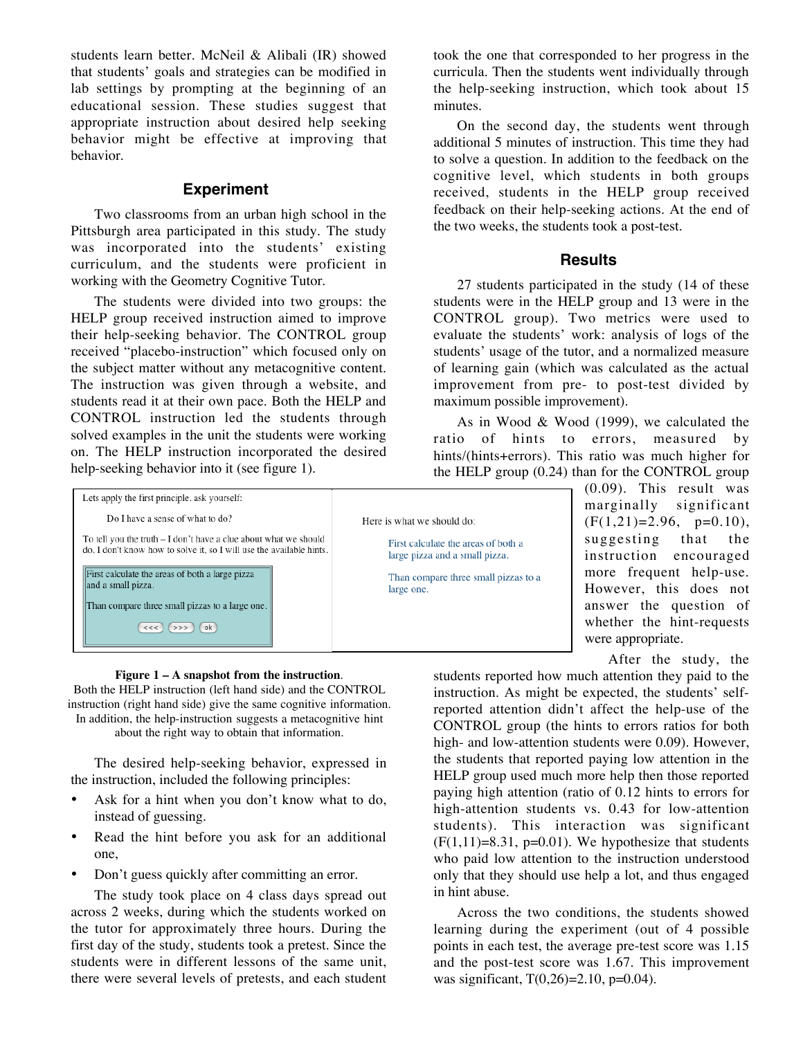students learn better. McNeil & Alibali (IR) showed that students' goals and strategies can be modified in lab settings by prompting at the beginning of an educational session. These studies suggest that appropriate instruction about desired help seeking behavior might be effective at improving that behavior.

## Experiment

Two classrooms from an urban high school in the Pittsburgh area participated in this study. The study was incorporated into the students' existing curriculum, and the students were proficient in working with the Geometry Cognitive Tutor.

The students were divided into two groups: the HELP group received instruction aimed to improve their help-seeking behavior. The CONTROL group received "placebo-instruction" which focused only on the subject matter without any metacognitive content. The instruction was given through a website, and students read it at their own pace. Both the HELP and CONTROL instruction led the students through solved examples in the unit the students were working on. The HELP instruction incorporated the desired help-seeking behavior into it (see figure 1).

| Lets apply the first principle. ask yourself:<br><br>Do I have a sense of what to do?<br><br>To tell you the truth – I don't have a clue about what we should do. I don't know how to solve it, so I will use the available hints.<br><br>First calculate the areas of both a large pizza and a small pizza.<br><br>Than compare three small pizzas to a large one.<br><br><<< >>> ok | Here is what we should do:<br><br>First calculate the areas of both a large pizza and a small pizza.<br><br>Than compare three small pizzas to a large one. |
|---|---|

**Figure 1 – A snapshot from the instruction**.
Both the HELP instruction (left hand side) and the CONTROL instruction (right hand side) give the same cognitive information. In addition, the help-instruction suggests a metacognitive hint about the right way to obtain that information.

The desired help-seeking behavior, expressed in the instruction, included the following principles:

- Ask for a hint when you don't know what to do, instead of guessing.
- Read the hint before you ask for an additional one,
- Don't guess quickly after committing an error.

The study took place on 4 class days spread out across 2 weeks, during which the students worked on the tutor for approximately three hours. During the first day of the study, students took a pretest. Since the students were in different lessons of the same unit, there were several levels of pretests, and each student took the one that corresponded to her progress in the curricula. Then the students went individually through the help-seeking instruction, which took about 15 minutes.

On the second day, the students went through additional 5 minutes of instruction. This time they had to solve a question. In addition to the feedback on the cognitive level, which students in both groups received, students in the HELP group received feedback on their help-seeking actions. At the end of the two weeks, the students took a post-test.

## Results

27 students participated in the study (14 of these students were in the HELP group and 13 were in the CONTROL group). Two metrics were used to evaluate the students' work: analysis of logs of the students' usage of the tutor, and a normalized measure of learning gain (which was calculated as the actual improvement from pre- to post-test divided by maximum possible improvement).

As in Wood & Wood (1999), we calculated the ratio of hints to errors, measured by hints/(hints+errors). This ratio was much higher for the HELP group (0.24) than for the CONTROL group (0.09). This result was marginally significant ($F(1,21)=2.96$, $p=0.10$), suggesting that the instruction encouraged more frequent help-use. However, this does not answer the question of whether the hint-requests were appropriate.

After the study, the students reported how much attention they paid to the instruction. As might be expected, the students' self-reported attention didn't affect the help-use of the CONTROL group (the hints to errors ratios for both high- and low-attention students were 0.09). However, the students that reported paying low attention in the HELP group used much more help then those reported paying high attention (ratio of 0.12 hints to errors for high-attention students vs. 0.43 for low-attention students). This interaction was significant ($F(1,11)=8.31$, $p=0.01$). We hypothesize that students who paid low attention to the instruction understood only that they should use help a lot, and thus engaged in hint abuse.

Across the two conditions, the students showed learning during the experiment (out of 4 possible points in each test, the average pre-test score was 1.15 and the post-test score was 1.67. This improvement was significant, $T(0,26)=2.10$, $p=0.04$).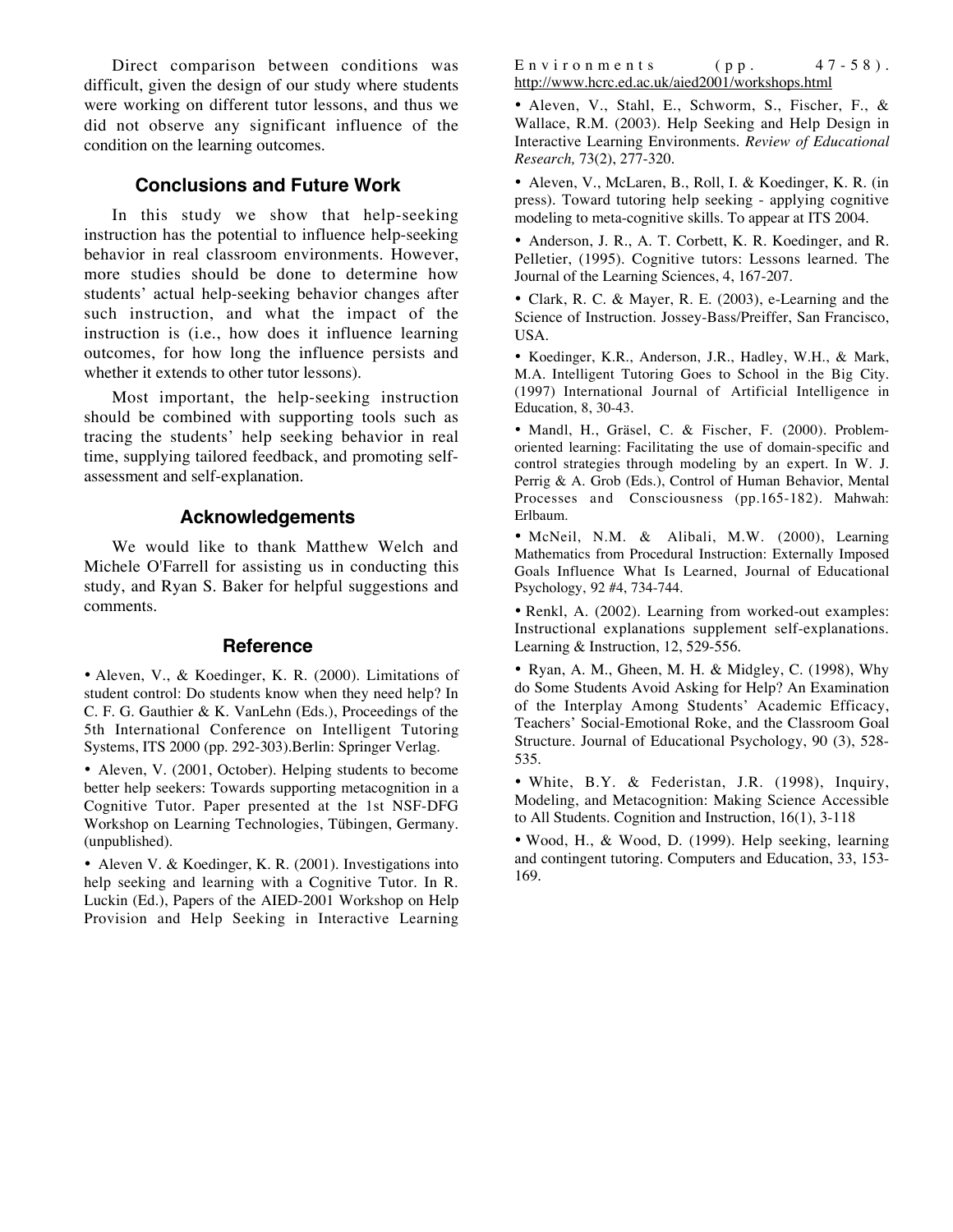Direct comparison between conditions was difficult, given the design of our study where students were working on different tutor lessons, and thus we did not observe any significant influence of the condition on the learning outcomes.

## Conclusions and Future Work

In this study we show that help-seeking instruction has the potential to influence help-seeking behavior in real classroom environments. However, more studies should be done to determine how students' actual help-seeking behavior changes after such instruction, and what the impact of the instruction is (i.e., how does it influence learning outcomes, for how long the influence persists and whether it extends to other tutor lessons).

Most important, the help-seeking instruction should be combined with supporting tools such as tracing the students' help seeking behavior in real time, supplying tailored feedback, and promoting self-assessment and self-explanation.

## Acknowledgements

We would like to thank Matthew Welch and Michele O'Farrell for assisting us in conducting this study, and Ryan S. Baker for helpful suggestions and comments.

## Reference

- Aleven, V., & Koedinger, K. R. (2000). Limitations of student control: Do students know when they need help? In C. F. G. Gauthier & K. VanLehn (Eds.), Proceedings of the 5th International Conference on Intelligent Tutoring Systems, ITS 2000 (pp. 292-303).Berlin: Springer Verlag.
- Aleven, V. (2001, October). Helping students to become better help seekers: Towards supporting metacognition in a Cognitive Tutor. Paper presented at the 1st NSF-DFG Workshop on Learning Technologies, Tübingen, Germany. (unpublished).
- Aleven V. & Koedinger, K. R. (2001). Investigations into help seeking and learning with a Cognitive Tutor. In R. Luckin (Ed.), Papers of the AIED-2001 Workshop on Help Provision and Help Seeking in Interactive Learning Environments (pp. 47-58). http://www.hcrc.ed.ac.uk/aied2001/workshops.html
- Aleven, V., Stahl, E., Schworm, S., Fischer, F., & Wallace, R.M. (2003). Help Seeking and Help Design in Interactive Learning Environments. *Review of Educational Research,* 73(2), 277-320.
- Aleven, V., McLaren, B., Roll, I. & Koedinger, K. R. (in press). Toward tutoring help seeking - applying cognitive modeling to meta-cognitive skills. To appear at ITS 2004.
- Anderson, J. R., A. T. Corbett, K. R. Koedinger, and R. Pelletier, (1995). Cognitive tutors: Lessons learned. The Journal of the Learning Sciences, 4, 167-207.
- Clark, R. C. & Mayer, R. E. (2003), e-Learning and the Science of Instruction. Jossey-Bass/Preiffer, San Francisco, USA.
- Koedinger, K.R., Anderson, J.R., Hadley, W.H., & Mark, M.A. Intelligent Tutoring Goes to School in the Big City. (1997) International Journal of Artificial Intelligence in Education, 8, 30-43.
- Mandl, H., Gräsel, C. & Fischer, F. (2000). Problem-oriented learning: Facilitating the use of domain-specific and control strategies through modeling by an expert. In W. J. Perrig & A. Grob (Eds.), Control of Human Behavior, Mental Processes and Consciousness (pp.165-182). Mahwah: Erlbaum.
- McNeil, N.M. & Alibali, M.W. (2000), Learning Mathematics from Procedural Instruction: Externally Imposed Goals Influence What Is Learned, Journal of Educational Psychology, 92 #4, 734-744.
- Renkl, A. (2002). Learning from worked-out examples: Instructional explanations supplement self-explanations. Learning & Instruction, 12, 529-556.
- Ryan, A. M., Gheen, M. H. & Midgley, C. (1998), Why do Some Students Avoid Asking for Help? An Examination of the Interplay Among Students' Academic Efficacy, Teachers' Social-Emotional Roke, and the Classroom Goal Structure. Journal of Educational Psychology, 90 (3), 528-535.
- White, B.Y. & Federistan, J.R. (1998), Inquiry, Modeling, and Metacognition: Making Science Accessible to All Students. Cognition and Instruction, 16(1), 3-118
- Wood, H., & Wood, D. (1999). Help seeking, learning and contingent tutoring. Computers and Education, 33, 153-169.